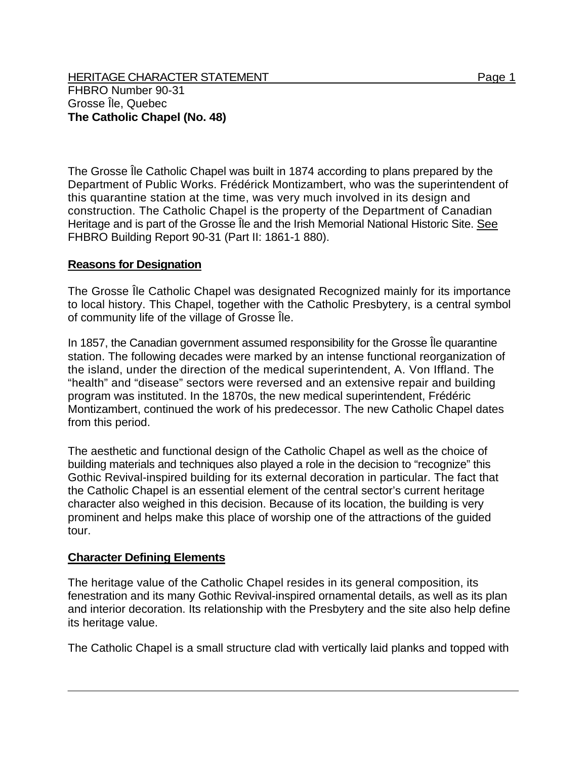HERITAGE CHARACTER STATEMENT

FHBRO Number 90-31
Grosse Île, Quebec
**The Catholic Chapel (No. 48)**

The Grosse Île Catholic Chapel was built in 1874 according to plans prepared by the Department of Public Works. Frédérick Montizambert, who was the superintendent of this quarantine station at the time, was very much involved in its design and construction. The Catholic Chapel is the property of the Department of Canadian Heritage and is part of the Grosse Île and the Irish Memorial National Historic Site. See FHBRO Building Report 90-31 (Part II: 1861-1 880).

## Reasons for Designation

The Grosse Île Catholic Chapel was designated Recognized mainly for its importance to local history. This Chapel, together with the Catholic Presbytery, is a central symbol of community life of the village of Grosse Île.

In 1857, the Canadian government assumed responsibility for the Grosse Île quarantine station. The following decades were marked by an intense functional reorganization of the island, under the direction of the medical superintendent, A. Von Iffland. The "health" and "disease" sectors were reversed and an extensive repair and building program was instituted. In the 1870s, the new medical superintendent, Frédéric Montizambert, continued the work of his predecessor. The new Catholic Chapel dates from this period.

The aesthetic and functional design of the Catholic Chapel as well as the choice of building materials and techniques also played a role in the decision to "recognize" this Gothic Revival-inspired building for its external decoration in particular. The fact that the Catholic Chapel is an essential element of the central sector's current heritage character also weighed in this decision. Because of its location, the building is very prominent and helps make this place of worship one of the attractions of the guided tour.

## Character Defining Elements

The heritage value of the Catholic Chapel resides in its general composition, its fenestration and its many Gothic Revival-inspired ornamental details, as well as its plan and interior decoration. Its relationship with the Presbytery and the site also help define its heritage value.

The Catholic Chapel is a small structure clad with vertically laid planks and topped with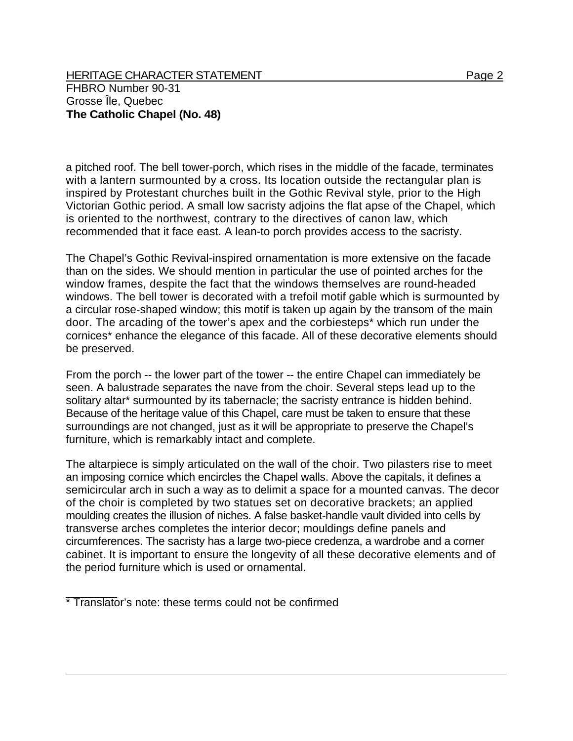a pitched roof. The bell tower-porch, which rises in the middle of the facade, terminates with a lantern surmounted by a cross. Its location outside the rectangular plan is inspired by Protestant churches built in the Gothic Revival style, prior to the High Victorian Gothic period. A small low sacristy adjoins the flat apse of the Chapel, which is oriented to the northwest, contrary to the directives of canon law, which recommended that it face east. A lean-to porch provides access to the sacristy.

The Chapel's Gothic Revival-inspired ornamentation is more extensive on the facade than on the sides. We should mention in particular the use of pointed arches for the window frames, despite the fact that the windows themselves are round-headed windows. The bell tower is decorated with a trefoil motif gable which is surmounted by a circular rose-shaped window; this motif is taken up again by the transom of the main door. The arcading of the tower's apex and the corbiesteps* which run under the cornices* enhance the elegance of this facade. All of these decorative elements should be preserved.

From the porch -- the lower part of the tower -- the entire Chapel can immediately be seen. A balustrade separates the nave from the choir. Several steps lead up to the solitary altar* surmounted by its tabernacle; the sacristy entrance is hidden behind. Because of the heritage value of this Chapel, care must be taken to ensure that these surroundings are not changed, just as it will be appropriate to preserve the Chapel's furniture, which is remarkably intact and complete.

The altarpiece is simply articulated on the wall of the choir. Two pilasters rise to meet an imposing cornice which encircles the Chapel walls. Above the capitals, it defines a semicircular arch in such a way as to delimit a space for a mounted canvas. The decor of the choir is completed by two statues set on decorative brackets; an applied moulding creates the illusion of niches. A false basket-handle vault divided into cells by transverse arches completes the interior decor; mouldings define panels and circumferences. The sacristy has a large two-piece credenza, a wardrobe and a corner cabinet. It is important to ensure the longevity of all these decorative elements and of the period furniture which is used or ornamental.

* Translator's note: these terms could not be confirmed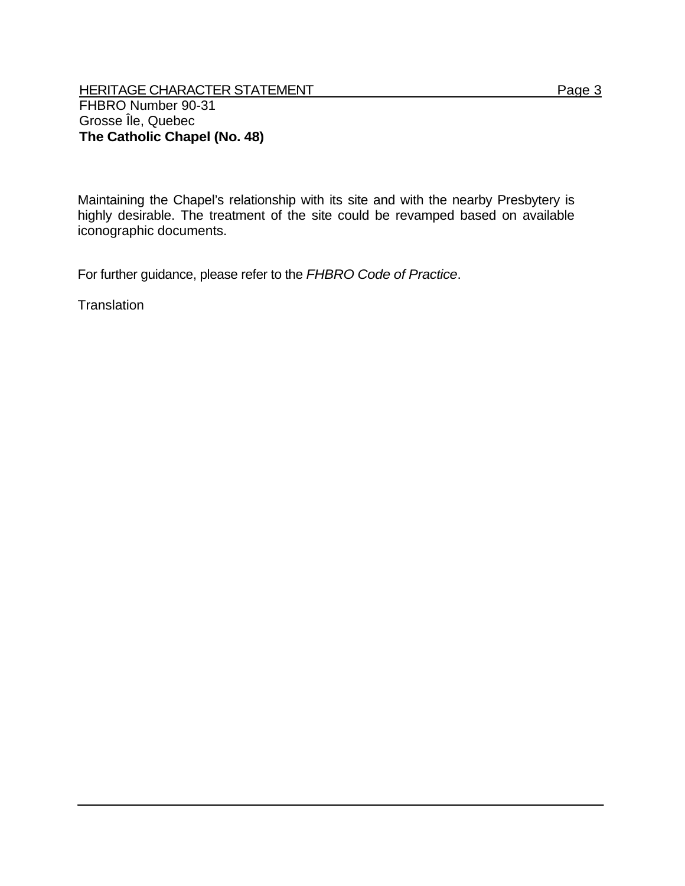Maintaining the Chapel's relationship with its site and with the nearby Presbytery is highly desirable. The treatment of the site could be revamped based on available iconographic documents.

For further guidance, please refer to the *FHBRO Code of Practice*.

Translation